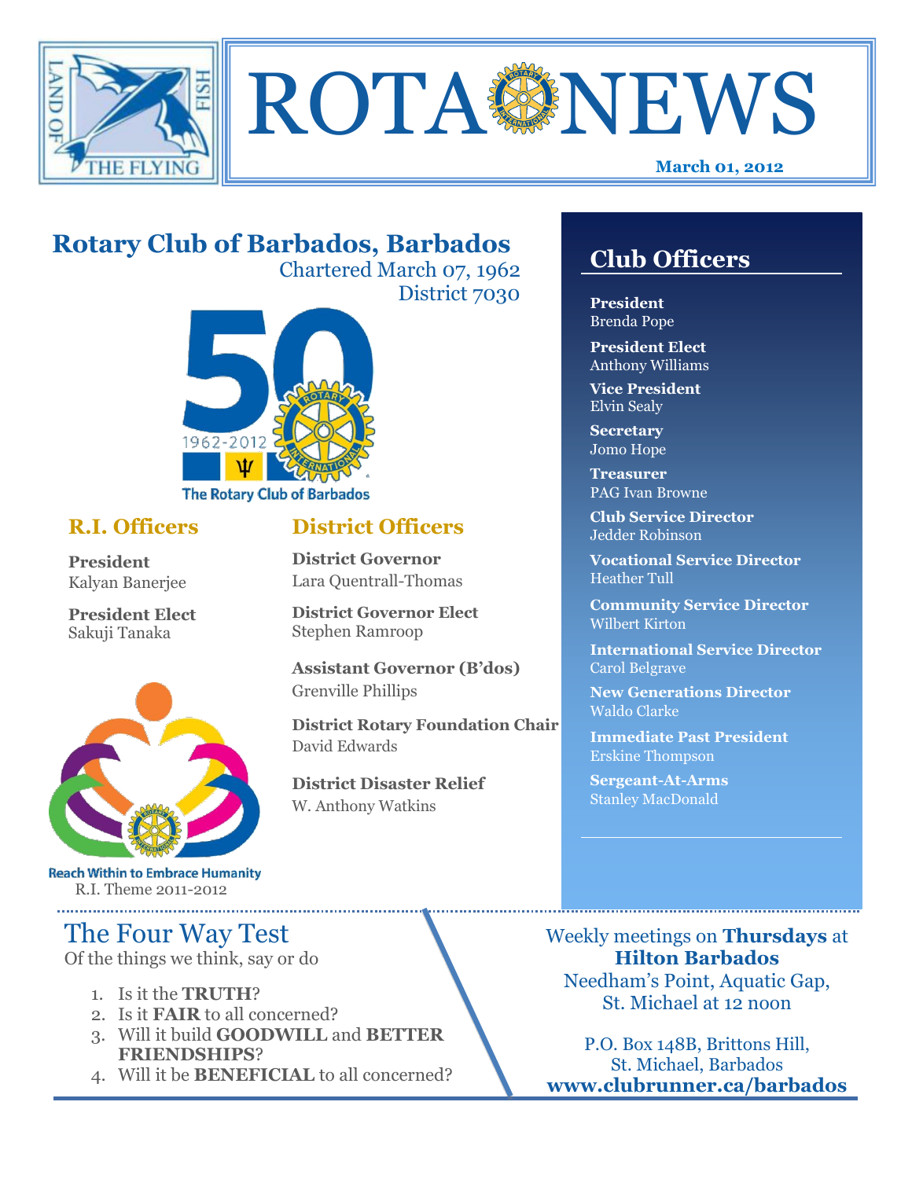# ROTA NEWS

**March 01, 2012**

## Rotary Club of Barbados, Barbados

Chartered March 07, 1962
District 7030

The Rotary Club of Barbados

### R.I. Officers

**President**
Kalyan Banerjee

**President Elect**
Sakuji Tanaka

Reach Within to Embrace Humanity
R.I. Theme 2011-2012

### District Officers

**District Governor**
Lara Quentrall-Thomas

**District Governor Elect**
Stephen Ramroop

**Assistant Governor (B'dos)**
Grenville Phillips

**District Rotary Foundation Chair**
David Edwards

**District Disaster Relief**
W. Anthony Watkins

## Club Officers

**President**
Brenda Pope

**President Elect**
Anthony Williams

**Vice President**
Elvin Sealy

**Secretary**
Jomo Hope

**Treasurer**
PAG Ivan Browne

**Club Service Director**
Jedder Robinson

**Vocational Service Director**
Heather Tull

**Community Service Director**
Wilbert Kirton

**International Service Director**
Carol Belgrave

**New Generations Director**
Waldo Clarke

**Immediate Past President**
Erskine Thompson

**Sergeant-At-Arms**
Stanley MacDonald

## The Four Way Test

Of the things we think, say or do

1. Is it the **TRUTH**?
2. Is it **FAIR** to all concerned?
3. Will it build **GOODWILL** and **BETTER FRIENDSHIPS**?
4. Will it be **BENEFICIAL** to all concerned?

Weekly meetings on **Thursdays** at **Hilton Barbados**
Needham's Point, Aquatic Gap,
St. Michael at 12 noon

P.O. Box 148B, Brittons Hill,
St. Michael, Barbados
**www.clubrunner.ca/barbados**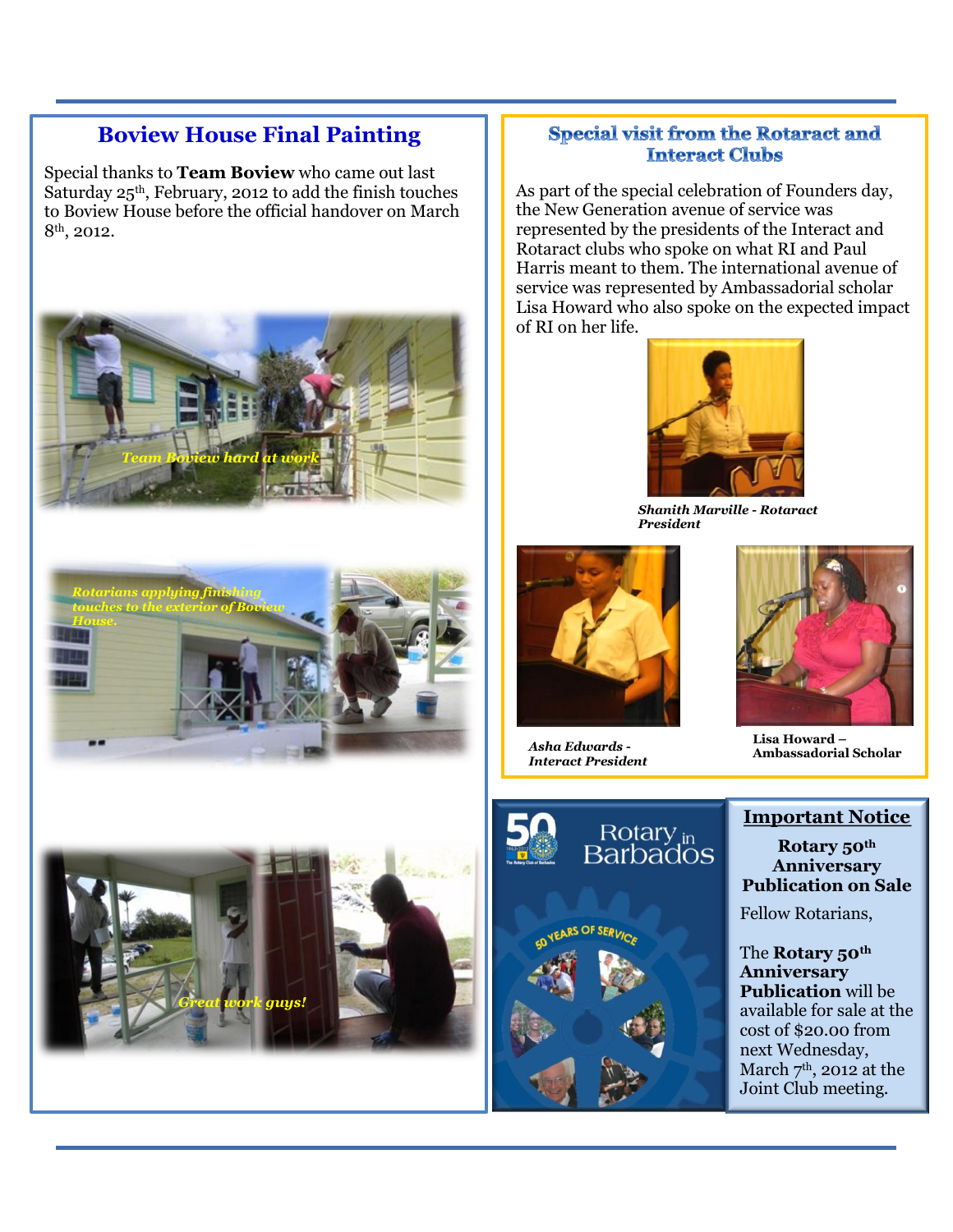## Boviev House Final Painting

Special thanks to **Team Boviev** who came out last Saturday 25th, February, 2012 to add the finish touches to Boviev House before the official handover on March 8th, 2012.

*Team Boviev hard at work*

*Rotarians applying finishing touches to the exterior of Boviev House.*

*Great work guys!*

## Special visit from the Rotaract and Interact Clubs

As part of the special celebration of Founders day, the New Generation avenue of service was represented by the presidents of the Interact and Rotaract clubs who spoke on what RI and Paul Harris meant to them. The international avenue of service was represented by Ambassadorial scholar Lisa Howard who also spoke on the expected impact of RI on her life.

***Shanith Marville - Rotaract President***

***Asha Edwards - Interact President***

**Lisa Howard – Ambassadorial Scholar**

## Important Notice

**Rotary 50th Anniversary Publication on Sale**

Fellow Rotarians,

The **Rotary 50th Anniversary Publication** will be available for sale at the cost of $20.00 from next Wednesday, March 7th, 2012 at the Joint Club meeting.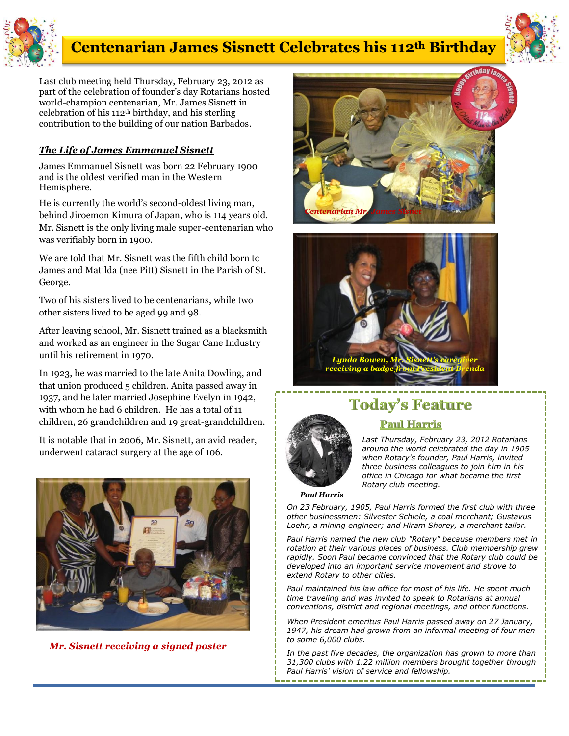# Centenarian James Sisnett Celebrates his 112th Birthday

Last club meeting held Thursday, February 23, 2012 as part of the celebration of founder's day Rotarians hosted world-champion centenarian, Mr. James Sisnett in celebration of his 112th birthday, and his sterling contribution to the building of our nation Barbados.

### *The Life of James Emmanuel Sisnett*

James Emmanuel Sisnett was born 22 February 1900 and is the oldest verified man in the Western Hemisphere.

He is currently the world's second-oldest living man, behind Jiroemon Kimura of Japan, who is 114 years old. Mr. Sisnett is the only living male super-centenarian who was verifiably born in 1900.

We are told that Mr. Sisnett was the fifth child born to James and Matilda (nee Pitt) Sisnett in the Parish of St. George.

Two of his sisters lived to be centenarians, while two other sisters lived to be aged 99 and 98.

After leaving school, Mr. Sisnett trained as a blacksmith and worked as an engineer in the Sugar Cane Industry until his retirement in 1970.

In 1923, he was married to the late Anita Dowling, and that union produced 5 children. Anita passed away in 1937, and he later married Josephine Evelyn in 1942, with whom he had 6 children. He has a total of 11 children, 26 grandchildren and 19 great-grandchildren.

It is notable that in 2006, Mr. Sisnett, an avid reader, underwent cataract surgery at the age of 106.

*Mr. Sisnett receiving a signed poster*

*Centenarian Mr. James Sisnet*

*Lynda Bowen, Mr. Sisnett's caregiver receiving a badge from President Brenda*

## Today's Feature

### Paul Harris

*Last Thursday, February 23, 2012 Rotarians around the world celebrated the day in 1905 when Rotary's founder, Paul Harris, invited three business colleagues to join him in his office in Chicago for what became the first Rotary club meeting.*

*Paul Harris*

*On 23 February, 1905, Paul Harris formed the first club with three other businessmen: Silvester Schiele, a coal merchant; Gustavus Loehr, a mining engineer; and Hiram Shorey, a merchant tailor.*

*Paul Harris named the new club "Rotary" because members met in rotation at their various places of business. Club membership grew rapidly. Soon Paul became convinced that the Rotary club could be developed into an important service movement and strove to extend Rotary to other cities.*

*Paul maintained his law office for most of his life. He spent much time traveling and was invited to speak to Rotarians at annual conventions, district and regional meetings, and other functions.*

*When President emeritus Paul Harris passed away on 27 January, 1947, his dream had grown from an informal meeting of four men to some 6,000 clubs.*

*In the past five decades, the organization has grown to more than 31,300 clubs with 1.22 million members brought together through Paul Harris' vision of service and fellowship.*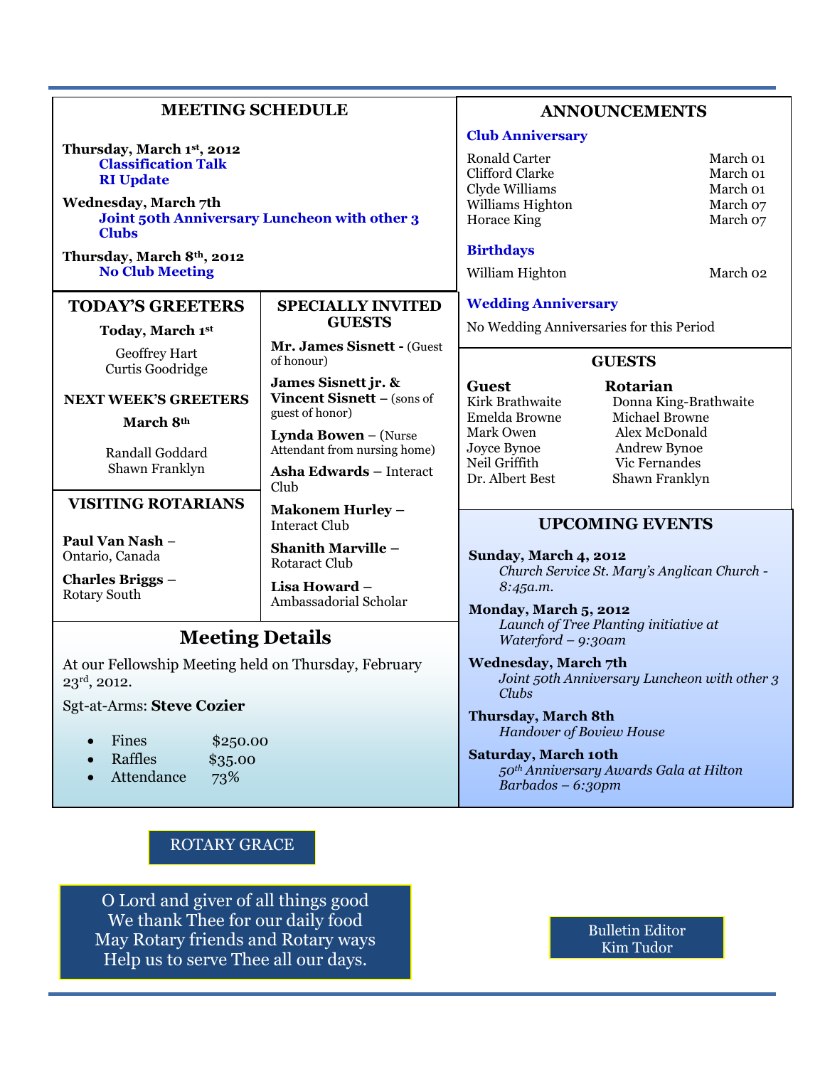## MEETING SCHEDULE

**Thursday, March 1st, 2012**
**Classification Talk**
**RI Update**

**Wednesday, March 7th**
**Joint 50th Anniversary Luncheon with other 3 Clubs**

**Thursday, March 8th, 2012**
**No Club Meeting**

## TODAY'S GREETERS

**Today, March 1st**

Geoffrey Hart
Curtis Goodridge

## NEXT WEEK'S GREETERS

**March 8th**

Randall Goddard
Shawn Franklyn

## VISITING ROTARIANS

**Paul Van Nash –** Ontario, Canada

**Charles Briggs –** Rotary South

## SPECIALLY INVITED GUESTS

**Mr. James Sisnett -** (Guest of honour)

**James Sisnett jr. & Vincent Sisnett –** (sons of guest of honor)

**Lynda Bowen –** (Nurse Attendant from nursing home)

**Asha Edwards –** Interact Club

**Makonem Hurley –** Interact Club

**Shanith Marville –** Rotaract Club

**Lisa Howard –** Ambassadorial Scholar

## Meeting Details

At our Fellowship Meeting held on Thursday, February 23rd, 2012.

Sgt-at-Arms: **Steve Cozier**

- Fines $250.00
- Raffles $35.00
- Attendance 73%

## ANNOUNCEMENTS

### Club Anniversary

| | |
|---|---|
| Ronald Carter | March 01 |
| Clifford Clarke | March 01 |
| Clyde Williams | March 01 |
| Williams Highton | March 07 |
| Horace King | March 07 |

### Birthdays

| | |
|---|---|
| William Highton | March 02 |

### Wedding Anniversary

No Wedding Anniversaries for this Period

## GUESTS

| Guest | Rotarian |
|---|---|
| Kirk Brathwaite | Donna King-Brathwaite |
| Emelda Browne | Michael Browne |
| Mark Owen | Alex McDonald |
| Joyce Bynoe | Andrew Bynoe |
| Neil Griffith | Vic Fernandes |
| Dr. Albert Best | Shawn Franklyn |

## UPCOMING EVENTS

**Sunday, March 4, 2012**
*Church Service St. Mary's Anglican Church - 8:45a.m.*

**Monday, March 5, 2012**
*Launch of Tree Planting initiative at Waterford – 9:30am*

**Wednesday, March 7th**
*Joint 50th Anniversary Luncheon with other 3 Clubs*

**Thursday, March 8th**
*Handover of Boview House*

**Saturday, March 10th**
*50th Anniversary Awards Gala at Hilton Barbados – 6:30pm*

### ROTARY GRACE

O Lord and giver of all things good
We thank Thee for our daily food
May Rotary friends and Rotary ways
Help us to serve Thee all our days.

Bulletin Editor
Kim Tudor